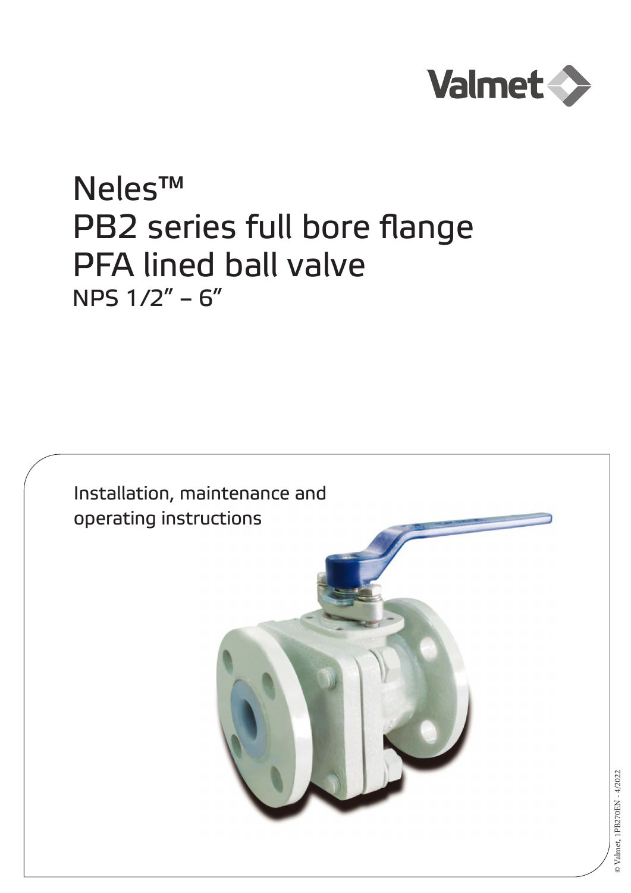Valmet

# Neles™
# PB2 series full bore flange PFA lined ball valve
## NPS 1/2" – 6"

Installation, maintenance and operating instructions

© Valmet, 1PB270EN - 4/2022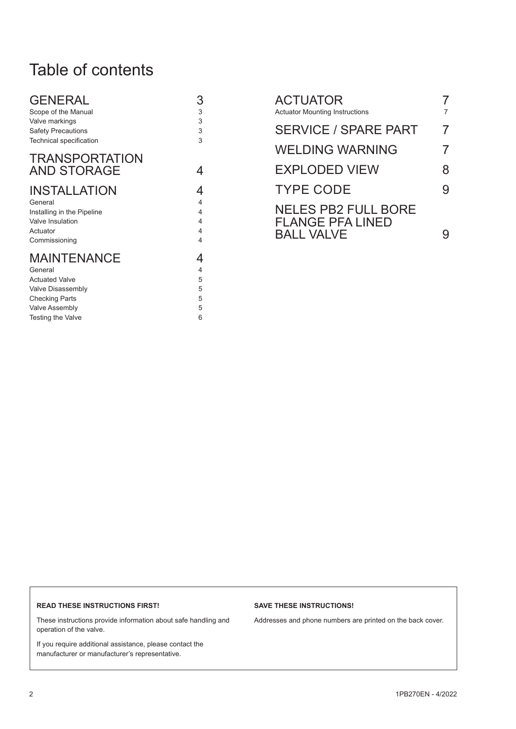# Table of contents

| | |
|---|---|
| **GENERAL** | **3** |
| Scope of the Manual | 3 |
| Valve markings | 3 |
| Safety Precautions | 3 |
| Technical specification | 3 |
| **TRANSPORTATION AND STORAGE** | **4** |
| **INSTALLATION** | **4** |
| General | 4 |
| Installing in the Pipeline | 4 |
| Valve Insulation | 4 |
| Actuator | 4 |
| Commissioning | 4 |
| **MAINTENANCE** | **4** |
| General | 4 |
| Actuated Valve | 5 |
| Valve Disassembly | 5 |
| Checking Parts | 5 |
| Valve Assembly | 5 |
| Testing the Valve | 6 |
| **ACTUATOR** | **7** |
| Actuator Mounting Instructions | 7 |
| **SERVICE / SPARE PART** | **7** |
| **WELDING WARNING** | **7** |
| **EXPLODED VIEW** | **8** |
| **TYPE CODE** | **9** |
| **NELES PB2 FULL BORE FLANGE PFA LINED BALL VALVE** | **9** |

**READ THESE INSTRUCTIONS FIRST!**

These instructions provide information about safe handling and operation of the valve.

If you require additional assistance, please contact the manufacturer or manufacturer's representative.

**SAVE THESE INSTRUCTIONS!**

Addresses and phone numbers are printed on the back cover.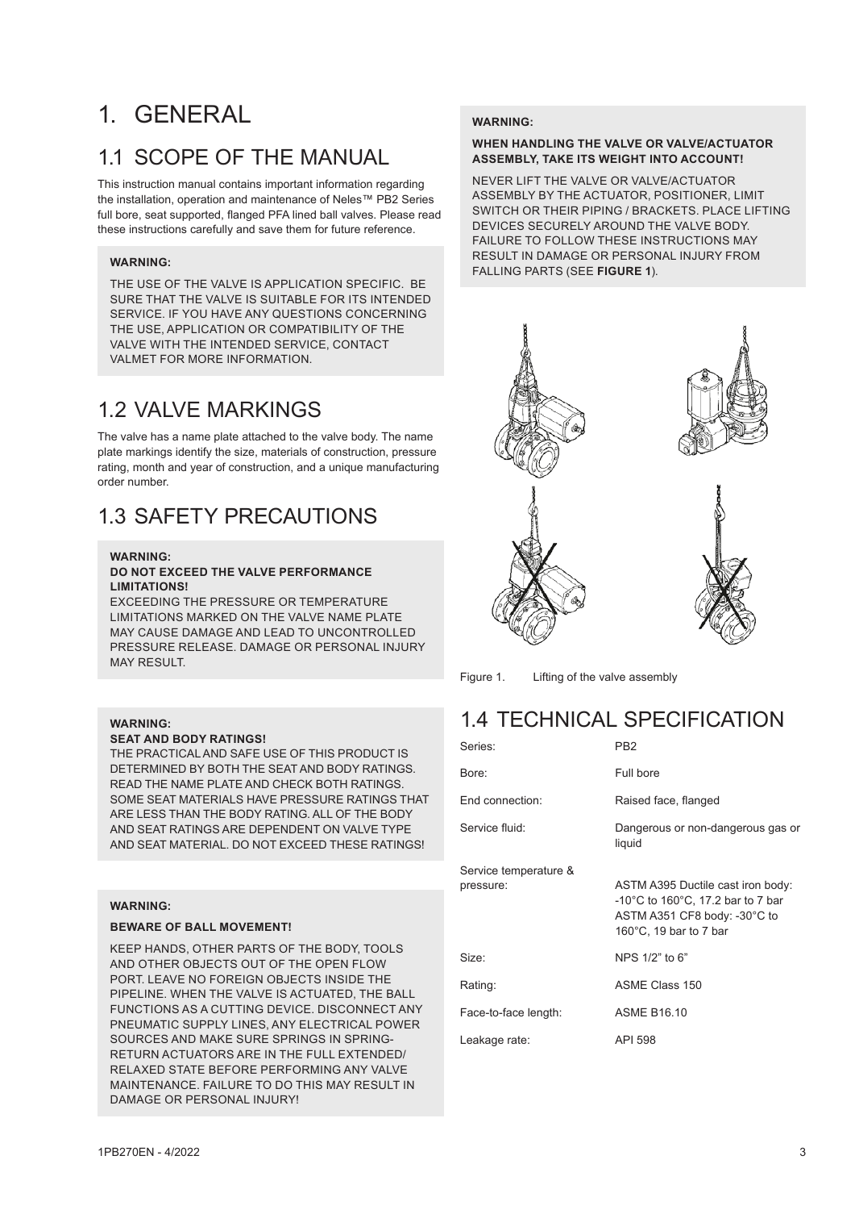# 1. GENERAL

## 1.1 SCOPE OF THE MANUAL

This instruction manual contains important information regarding the installation, operation and maintenance of Neles™ PB2 Series full bore, seat supported, flanged PFA lined ball valves. Please read these instructions carefully and save them for future reference.

**WARNING:**

THE USE OF THE VALVE IS APPLICATION SPECIFIC. BE SURE THAT THE VALVE IS SUITABLE FOR ITS INTENDED SERVICE. IF YOU HAVE ANY QUESTIONS CONCERNING THE USE, APPLICATION OR COMPATIBILITY OF THE VALVE WITH THE INTENDED SERVICE, CONTACT VALMET FOR MORE INFORMATION.

## 1.2 VALVE MARKINGS

The valve has a name plate attached to the valve body. The name plate markings identify the size, materials of construction, pressure rating, month and year of construction, and a unique manufacturing order number.

## 1.3 SAFETY PRECAUTIONS

**WARNING:**
**DO NOT EXCEED THE VALVE PERFORMANCE LIMITATIONS!**
EXCEEDING THE PRESSURE OR TEMPERATURE LIMITATIONS MARKED ON THE VALVE NAME PLATE MAY CAUSE DAMAGE AND LEAD TO UNCONTROLLED PRESSURE RELEASE. DAMAGE OR PERSONAL INJURY MAY RESULT.

**WARNING:**
**SEAT AND BODY RATINGS!**
THE PRACTICAL AND SAFE USE OF THIS PRODUCT IS DETERMINED BY BOTH THE SEAT AND BODY RATINGS. READ THE NAME PLATE AND CHECK BOTH RATINGS. SOME SEAT MATERIALS HAVE PRESSURE RATINGS THAT ARE LESS THAN THE BODY RATING. ALL OF THE BODY AND SEAT RATINGS ARE DEPENDENT ON VALVE TYPE AND SEAT MATERIAL. DO NOT EXCEED THESE RATINGS!

**WARNING:**

**BEWARE OF BALL MOVEMENT!**

KEEP HANDS, OTHER PARTS OF THE BODY, TOOLS AND OTHER OBJECTS OUT OF THE OPEN FLOW PORT. LEAVE NO FOREIGN OBJECTS INSIDE THE PIPELINE. WHEN THE VALVE IS ACTUATED, THE BALL FUNCTIONS AS A CUTTING DEVICE. DISCONNECT ANY PNEUMATIC SUPPLY LINES, ANY ELECTRICAL POWER SOURCES AND MAKE SURE SPRINGS IN SPRING-RETURN ACTUATORS ARE IN THE FULL EXTENDED/ RELAXED STATE BEFORE PERFORMING ANY VALVE MAINTENANCE. FAILURE TO DO THIS MAY RESULT IN DAMAGE OR PERSONAL INJURY!

**WARNING:**

**WHEN HANDLING THE VALVE OR VALVE/ACTUATOR ASSEMBLY, TAKE ITS WEIGHT INTO ACCOUNT!**

NEVER LIFT THE VALVE OR VALVE/ACTUATOR ASSEMBLY BY THE ACTUATOR, POSITIONER, LIMIT SWITCH OR THEIR PIPING / BRACKETS. PLACE LIFTING DEVICES SECURELY AROUND THE VALVE BODY. FAILURE TO FOLLOW THESE INSTRUCTIONS MAY RESULT IN DAMAGE OR PERSONAL INJURY FROM FALLING PARTS (SEE **FIGURE 1**).

Figure 1. Lifting of the valve assembly

## 1.4 TECHNICAL SPECIFICATION

| | |
|---|---|
| Series: | PB2 |
| Bore: | Full bore |
| End connection: | Raised face, flanged |
| Service fluid: | Dangerous or non-dangerous gas or liquid |
| Service temperature & pressure: | ASTM A395 Ductile cast iron body: -10°C to 160°C, 17.2 bar to 7 bar<br>ASTM A351 CF8 body: -30°C to 160°C, 19 bar to 7 bar |
| Size: | NPS 1/2" to 6" |
| Rating: | ASME Class 150 |
| Face-to-face length: | ASME B16.10 |
| Leakage rate: | API 598 |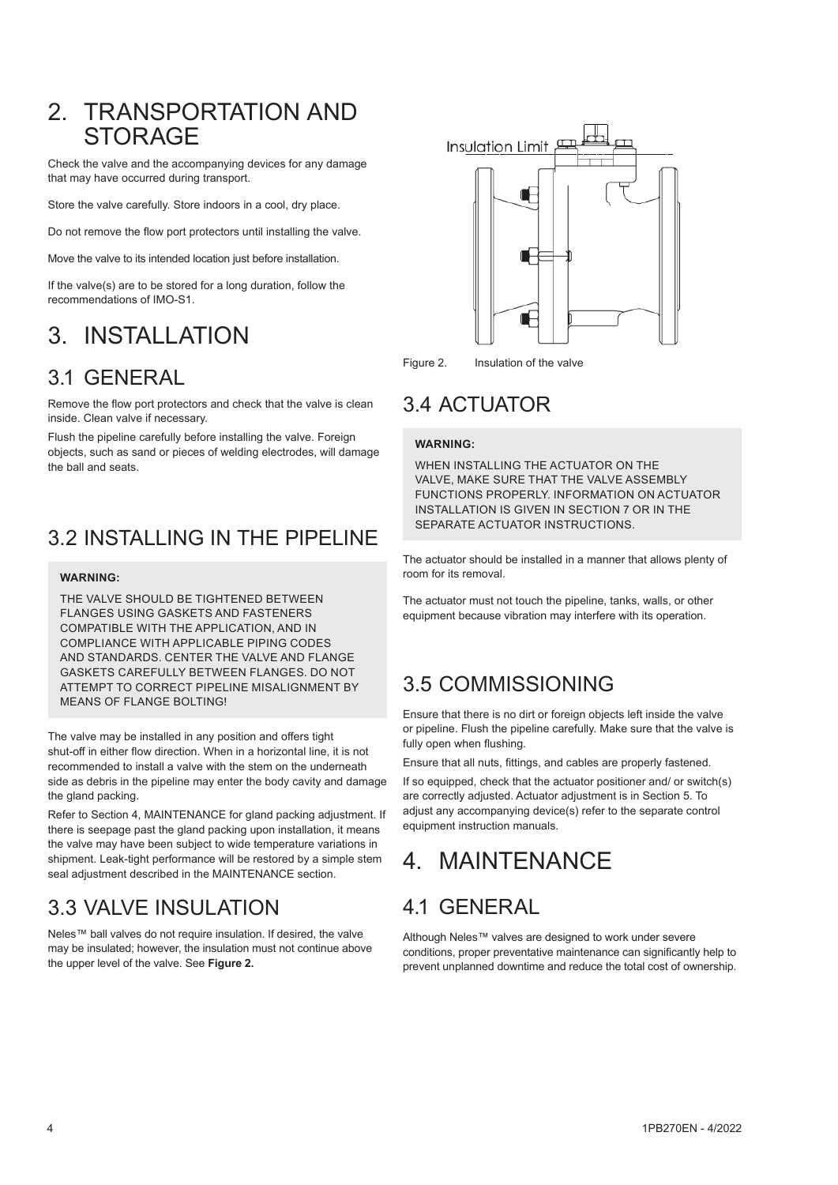# 2. TRANSPORTATION AND STORAGE

Check the valve and the accompanying devices for any damage that may have occurred during transport.

Store the valve carefully. Store indoors in a cool, dry place.

Do not remove the flow port protectors until installing the valve.

Move the valve to its intended location just before installation.

If the valve(s) are to be stored for a long duration, follow the recommendations of IMO-S1.

# 3. INSTALLATION

## 3.1 GENERAL

Remove the flow port protectors and check that the valve is clean inside. Clean valve if necessary.

Flush the pipeline carefully before installing the valve. Foreign objects, such as sand or pieces of welding electrodes, will damage the ball and seats.

## 3.2 INSTALLING IN THE PIPELINE

**WARNING:**

THE VALVE SHOULD BE TIGHTENED BETWEEN FLANGES USING GASKETS AND FASTENERS COMPATIBLE WITH THE APPLICATION, AND IN COMPLIANCE WITH APPLICABLE PIPING CODES AND STANDARDS. CENTER THE VALVE AND FLANGE GASKETS CAREFULLY BETWEEN FLANGES. DO NOT ATTEMPT TO CORRECT PIPELINE MISALIGNMENT BY MEANS OF FLANGE BOLTING!

The valve may be installed in any position and offers tight shut-off in either flow direction. When in a horizontal line, it is not recommended to install a valve with the stem on the underneath side as debris in the pipeline may enter the body cavity and damage the gland packing.

Refer to Section 4, MAINTENANCE for gland packing adjustment. If there is seepage past the gland packing upon installation, it means the valve may have been subject to wide temperature variations in shipment. Leak-tight performance will be restored by a simple stem seal adjustment described in the MAINTENANCE section.

## 3.3 VALVE INSULATION

Neles™ ball valves do not require insulation. If desired, the valve may be insulated; however, the insulation must not continue above the upper level of the valve. See **Figure 2.**

Insulation Limit

Figure 2. Insulation of the valve

## 3.4 ACTUATOR

**WARNING:**

WHEN INSTALLING THE ACTUATOR ON THE VALVE, MAKE SURE THAT THE VALVE ASSEMBLY FUNCTIONS PROPERLY. INFORMATION ON ACTUATOR INSTALLATION IS GIVEN IN SECTION 7 OR IN THE SEPARATE ACTUATOR INSTRUCTIONS.

The actuator should be installed in a manner that allows plenty of room for its removal.

The actuator must not touch the pipeline, tanks, walls, or other equipment because vibration may interfere with its operation.

## 3.5 COMMISSIONING

Ensure that there is no dirt or foreign objects left inside the valve or pipeline. Flush the pipeline carefully. Make sure that the valve is fully open when flushing.

Ensure that all nuts, fittings, and cables are properly fastened.

If so equipped, check that the actuator positioner and/ or switch(s) are correctly adjusted. Actuator adjustment is in Section 5. To adjust any accompanying device(s) refer to the separate control equipment instruction manuals.

# 4. MAINTENANCE

## 4.1 GENERAL

Although Neles™ valves are designed to work under severe conditions, proper preventative maintenance can significantly help to prevent unplanned downtime and reduce the total cost of ownership.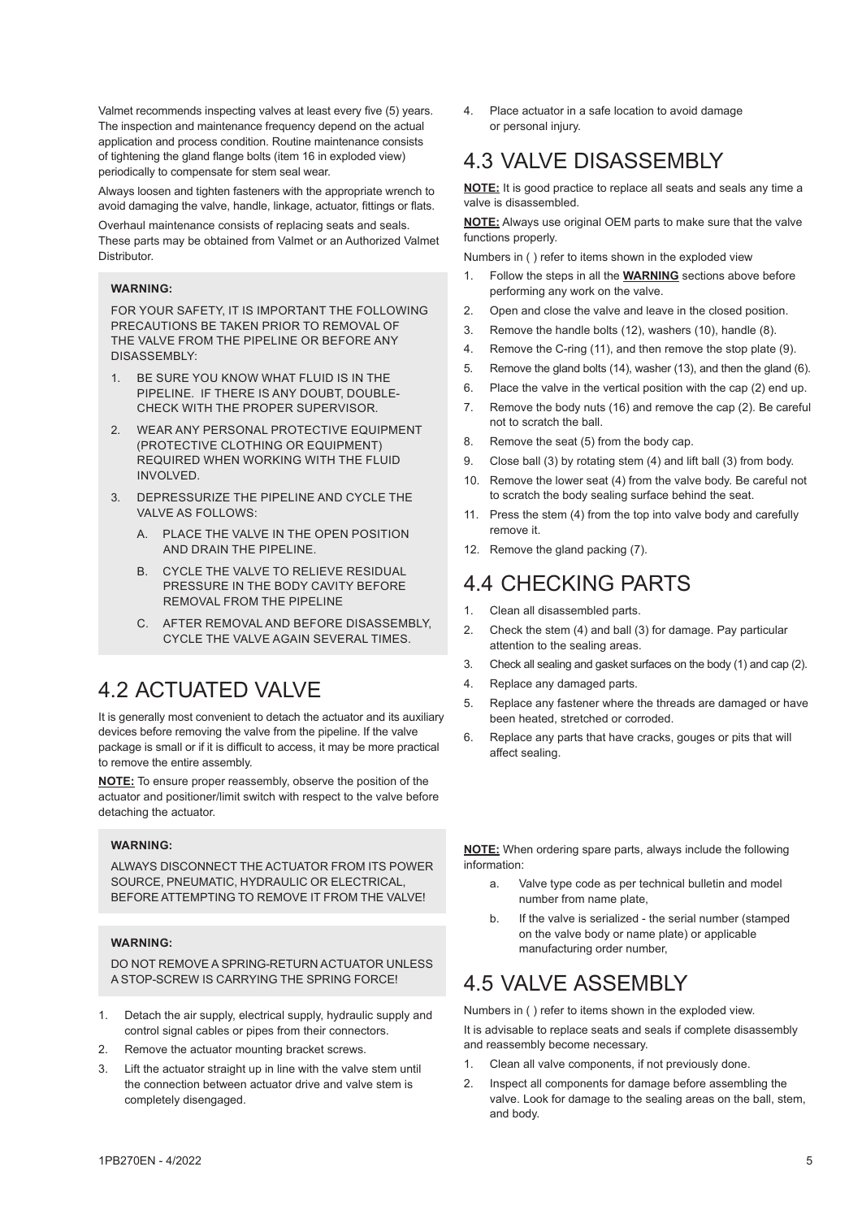Valmet recommends inspecting valves at least every five (5) years. The inspection and maintenance frequency depend on the actual application and process condition. Routine maintenance consists of tightening the gland flange bolts (item 16 in exploded view) periodically to compensate for stem seal wear.

Always loosen and tighten fasteners with the appropriate wrench to avoid damaging the valve, handle, linkage, actuator, fittings or flats.

Overhaul maintenance consists of replacing seats and seals. These parts may be obtained from Valmet or an Authorized Valmet Distributor.

**WARNING:**

FOR YOUR SAFETY, IT IS IMPORTANT THE FOLLOWING PRECAUTIONS BE TAKEN PRIOR TO REMOVAL OF THE VALVE FROM THE PIPELINE OR BEFORE ANY DISASSEMBLY:

1. BE SURE YOU KNOW WHAT FLUID IS IN THE PIPELINE. IF THERE IS ANY DOUBT, DOUBLE-CHECK WITH THE PROPER SUPERVISOR.
2. WEAR ANY PERSONAL PROTECTIVE EQUIPMENT (PROTECTIVE CLOTHING OR EQUIPMENT) REQUIRED WHEN WORKING WITH THE FLUID INVOLVED.
3. DEPRESSURIZE THE PIPELINE AND CYCLE THE VALVE AS FOLLOWS:
   A. PLACE THE VALVE IN THE OPEN POSITION AND DRAIN THE PIPELINE.
   B. CYCLE THE VALVE TO RELIEVE RESIDUAL PRESSURE IN THE BODY CAVITY BEFORE REMOVAL FROM THE PIPELINE
   C. AFTER REMOVAL AND BEFORE DISASSEMBLY, CYCLE THE VALVE AGAIN SEVERAL TIMES.

## 4.2 ACTUATED VALVE

It is generally most convenient to detach the actuator and its auxiliary devices before removing the valve from the pipeline. If the valve package is small or if it is difficult to access, it may be more practical to remove the entire assembly.

**NOTE:** To ensure proper reassembly, observe the position of the actuator and positioner/limit switch with respect to the valve before detaching the actuator.

**WARNING:**

ALWAYS DISCONNECT THE ACTUATOR FROM ITS POWER SOURCE, PNEUMATIC, HYDRAULIC OR ELECTRICAL, BEFORE ATTEMPTING TO REMOVE IT FROM THE VALVE!

**WARNING:**

DO NOT REMOVE A SPRING-RETURN ACTUATOR UNLESS A STOP-SCREW IS CARRYING THE SPRING FORCE!

1. Detach the air supply, electrical supply, hydraulic supply and control signal cables or pipes from their connectors.
2. Remove the actuator mounting bracket screws.
3. Lift the actuator straight up in line with the valve stem until the connection between actuator drive and valve stem is completely disengaged.
4. Place actuator in a safe location to avoid damage or personal injury.

## 4.3 VALVE DISASSEMBLY

**NOTE:** It is good practice to replace all seats and seals any time a valve is disassembled.

**NOTE:** Always use original OEM parts to make sure that the valve functions properly.

Numbers in ( ) refer to items shown in the exploded view

1. Follow the steps in all the **WARNING** sections above before performing any work on the valve.
2. Open and close the valve and leave in the closed position.
3. Remove the handle bolts (12), washers (10), handle (8).
4. Remove the C-ring (11), and then remove the stop plate (9).
5. Remove the gland bolts (14), washer (13), and then the gland (6).
6. Place the valve in the vertical position with the cap (2) end up.
7. Remove the body nuts (16) and remove the cap (2). Be careful not to scratch the ball.
8. Remove the seat (5) from the body cap.
9. Close ball (3) by rotating stem (4) and lift ball (3) from body.
10. Remove the lower seat (4) from the valve body. Be careful not to scratch the body sealing surface behind the seat.
11. Press the stem (4) from the top into valve body and carefully remove it.
12. Remove the gland packing (7).

## 4.4 CHECKING PARTS

1. Clean all disassembled parts.
2. Check the stem (4) and ball (3) for damage. Pay particular attention to the sealing areas.
3. Check all sealing and gasket surfaces on the body (1) and cap (2).
4. Replace any damaged parts.
5. Replace any fastener where the threads are damaged or have been heated, stretched or corroded.
6. Replace any parts that have cracks, gouges or pits that will affect sealing.

**NOTE:** When ordering spare parts, always include the following information:

a. Valve type code as per technical bulletin and model number from name plate,
b. If the valve is serialized - the serial number (stamped on the valve body or name plate) or applicable manufacturing order number,

## 4.5 VALVE ASSEMBLY

Numbers in ( ) refer to items shown in the exploded view.

It is advisable to replace seats and seals if complete disassembly and reassembly become necessary.

1. Clean all valve components, if not previously done.
2. Inspect all components for damage before assembling the valve. Look for damage to the sealing areas on the ball, stem, and body.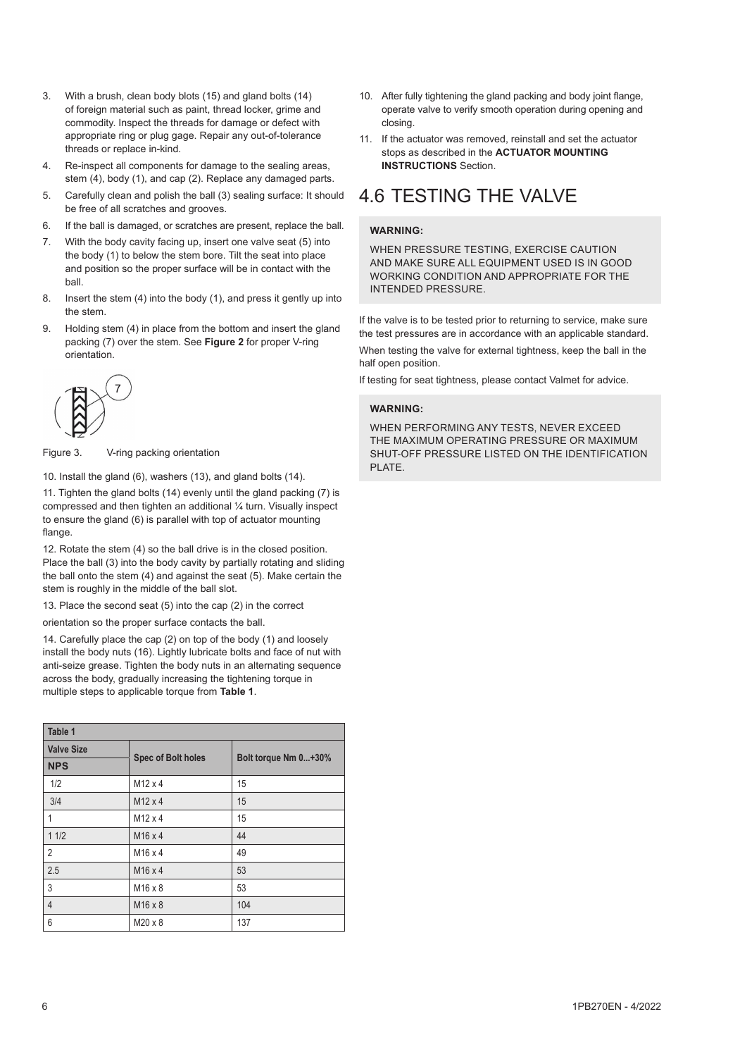3. With a brush, clean body blots (15) and gland bolts (14) of foreign material such as paint, thread locker, grime and commodity. Inspect the threads for damage or defect with appropriate ring or plug gage. Repair any out-of-tolerance threads or replace in-kind.
4. Re-inspect all components for damage to the sealing areas, stem (4), body (1), and cap (2). Replace any damaged parts.
5. Carefully clean and polish the ball (3) sealing surface: It should be free of all scratches and grooves.
6. If the ball is damaged, or scratches are present, replace the ball.
7. With the body cavity facing up, insert one valve seat (5) into the body (1) to below the stem bore. Tilt the seat into place and position so the proper surface will be in contact with the ball.
8. Insert the stem (4) into the body (1), and press it gently up into the stem.
9. Holding stem (4) in place from the bottom and insert the gland packing (7) over the stem. See **Figure 2** for proper V-ring orientation.

Figure 3. V-ring packing orientation

10. Install the gland (6), washers (13), and gland bolts (14).

11. Tighten the gland bolts (14) evenly until the gland packing (7) is compressed and then tighten an additional ¼ turn. Visually inspect to ensure the gland (6) is parallel with top of actuator mounting flange.

12. Rotate the stem (4) so the ball drive is in the closed position. Place the ball (3) into the body cavity by partially rotating and sliding the ball onto the stem (4) and against the seat (5). Make certain the stem is roughly in the middle of the ball slot.

13. Place the second seat (5) into the cap (2) in the correct orientation so the proper surface contacts the ball.

14. Carefully place the cap (2) on top of the body (1) and loosely install the body nuts (16). Lightly lubricate bolts and face of nut with anti-seize grease. Tighten the body nuts in an alternating sequence across the body, gradually increasing the tightening torque in multiple steps to applicable torque from **Table 1**.

**Table 1**

| Valve Size NPS | Spec of Bolt holes | Bolt torque Nm 0...+30% |
|---|---|---|
| 1/2 | M12 x 4 | 15 |
| 3/4 | M12 x 4 | 15 |
| 1 | M12 x 4 | 15 |
| 1 1/2 | M16 x 4 | 44 |
| 2 | M16 x 4 | 49 |
| 2.5 | M16 x 4 | 53 |
| 3 | M16 x 8 | 53 |
| 4 | M16 x 8 | 104 |
| 6 | M20 x 8 | 137 |

10. After fully tightening the gland packing and body joint flange, operate valve to verify smooth operation during opening and closing.
11. If the actuator was removed, reinstall and set the actuator stops as described in the **ACTUATOR MOUNTING INSTRUCTIONS** Section.

# 4.6 TESTING THE VALVE

**WARNING:**

WHEN PRESSURE TESTING, EXERCISE CAUTION AND MAKE SURE ALL EQUIPMENT USED IS IN GOOD WORKING CONDITION AND APPROPRIATE FOR THE INTENDED PRESSURE.

If the valve is to be tested prior to returning to service, make sure the test pressures are in accordance with an applicable standard.

When testing the valve for external tightness, keep the ball in the half open position.

If testing for seat tightness, please contact Valmet for advice.

**WARNING:**

WHEN PERFORMING ANY TESTS, NEVER EXCEED THE MAXIMUM OPERATING PRESSURE OR MAXIMUM SHUT-OFF PRESSURE LISTED ON THE IDENTIFICATION PLATE.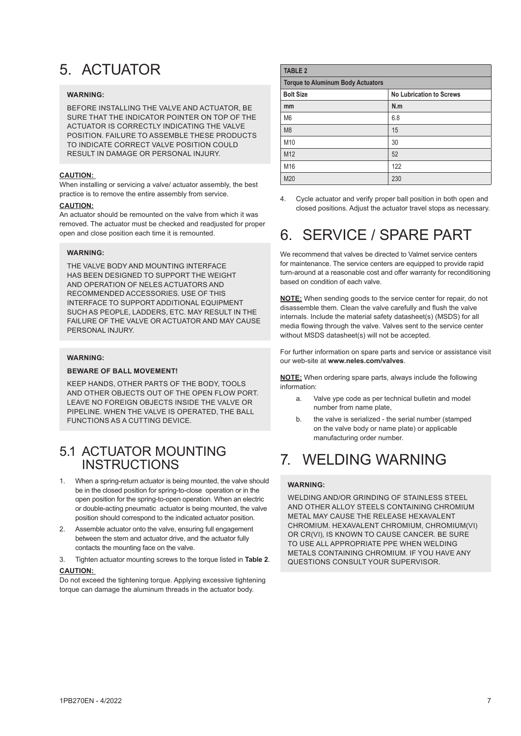# 5. ACTUATOR

**WARNING:**

BEFORE INSTALLING THE VALVE AND ACTUATOR, BE SURE THAT THE INDICATOR POINTER ON TOP OF THE ACTUATOR IS CORRECTLY INDICATING THE VALVE POSITION. FAILURE TO ASSEMBLE THESE PRODUCTS TO INDICATE CORRECT VALVE POSITION COULD RESULT IN DAMAGE OR PERSONAL INJURY.

**CAUTION:**

When installing or servicing a valve/ actuator assembly, the best practice is to remove the entire assembly from service.

**CAUTION:**

An actuator should be remounted on the valve from which it was removed. The actuator must be checked and readjusted for proper open and close position each time it is remounted.

**WARNING:**

THE VALVE BODY AND MOUNTING INTERFACE HAS BEEN DESIGNED TO SUPPORT THE WEIGHT AND OPERATION OF NELES ACTUATORS AND RECOMMENDED ACCESSORIES. USE OF THIS INTERFACE TO SUPPORT ADDITIONAL EQUIPMENT SUCH AS PEOPLE, LADDERS, ETC. MAY RESULT IN THE FAILURE OF THE VALVE OR ACTUATOR AND MAY CAUSE PERSONAL INJURY.

**WARNING:**

**BEWARE OF BALL MOVEMENT!**

KEEP HANDS, OTHER PARTS OF THE BODY, TOOLS AND OTHER OBJECTS OUT OF THE OPEN FLOW PORT. LEAVE NO FOREIGN OBJECTS INSIDE THE VALVE OR PIPELINE. WHEN THE VALVE IS OPERATED, THE BALL FUNCTIONS AS A CUTTING DEVICE.

## 5.1 ACTUATOR MOUNTING INSTRUCTIONS

1. When a spring-return actuator is being mounted, the valve should be in the closed position for spring-to-close operation or in the open position for the spring-to-open operation. When an electric or double-acting pneumatic actuator is being mounted, the valve position should correspond to the indicated actuator position.
2. Assemble actuator onto the valve, ensuring full engagement between the stem and actuator drive, and the actuator fully contacts the mounting face on the valve.
3. Tighten actuator mounting screws to the torque listed in **Table 2**.

**CAUTION:**

Do not exceed the tightening torque. Applying excessive tightening torque can damage the aluminum threads in the actuator body.

| TABLE 2 | |
|---|---|
| **Torque to Aluminum Body Actuators** | |
| **Bolt Size** | **No Lubrication to Screws** |
| **mm** | **N.m** |
| M6 | 6.8 |
| M8 | 15 |
| M10 | 30 |
| M12 | 52 |
| M16 | 122 |
| M20 | 230 |

4. Cycle actuator and verify proper ball position in both open and closed positions. Adjust the actuator travel stops as necessary.

# 6. SERVICE / SPARE PART

We recommend that valves be directed to Valmet service centers for maintenance. The service centers are equipped to provide rapid turn-around at a reasonable cost and offer warranty for reconditioning based on condition of each valve.

**NOTE:** When sending goods to the service center for repair, do not disassemble them. Clean the valve carefully and flush the valve internals. Include the material safety datasheet(s) (MSDS) for all media flowing through the valve. Valves sent to the service center without MSDS datasheet(s) will not be accepted.

For further information on spare parts and service or assistance visit our web-site at **www.neles.com/valves**.

**NOTE:** When ordering spare parts, always include the following information:

a. Valve ype code as per technical bulletin and model number from name plate,
b. the valve is serialized - the serial number (stamped on the valve body or name plate) or applicable manufacturing order number.

# 7. WELDING WARNING

**WARNING:**

WELDING AND/OR GRINDING OF STAINLESS STEEL AND OTHER ALLOY STEELS CONTAINING CHROMIUM METAL MAY CAUSE THE RELEASE HEXAVALENT CHROMIUM. HEXAVALENT CHROMIUM, CHROMIUM(VI) OR CR(VI), IS KNOWN TO CAUSE CANCER. BE SURE TO USE ALL APPROPRIATE PPE WHEN WELDING METALS CONTAINING CHROMIUM. IF YOU HAVE ANY QUESTIONS CONSULT YOUR SUPERVISOR.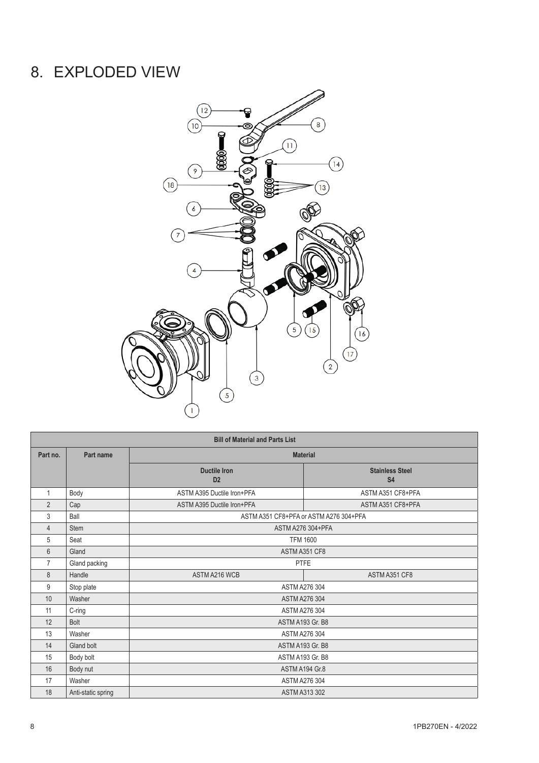# 8. EXPLODED VIEW

| Bill of Material and Parts List | | | |
|---|---|---|---|
| **Part no.** | **Part name** | **Material** | |
| | | **Ductile Iron D2** | **Stainless Steel S4** |
| 1 | Body | ASTM A395 Ductile Iron+PFA | ASTM A351 CF8+PFA |
| 2 | Cap | ASTM A395 Ductile Iron+PFA | ASTM A351 CF8+PFA |
| 3 | Ball | ASTM A351 CF8+PFA or ASTM A276 304+PFA | |
| 4 | Stem | ASTM A276 304+PFA | |
| 5 | Seat | TFM 1600 | |
| 6 | Gland | ASTM A351 CF8 | |
| 7 | Gland packing | PTFE | |
| 8 | Handle | ASTM A216 WCB | ASTM A351 CF8 |
| 9 | Stop plate | ASTM A276 304 | |
| 10 | Washer | ASTM A276 304 | |
| 11 | C-ring | ASTM A276 304 | |
| 12 | Bolt | ASTM A193 Gr. B8 | |
| 13 | Washer | ASTM A276 304 | |
| 14 | Gland bolt | ASTM A193 Gr. B8 | |
| 15 | Body bolt | ASTM A193 Gr. B8 | |
| 16 | Body nut | ASTM A194 Gr.8 | |
| 17 | Washer | ASTM A276 304 | |
| 18 | Anti-static spring | ASTM A313 302 | |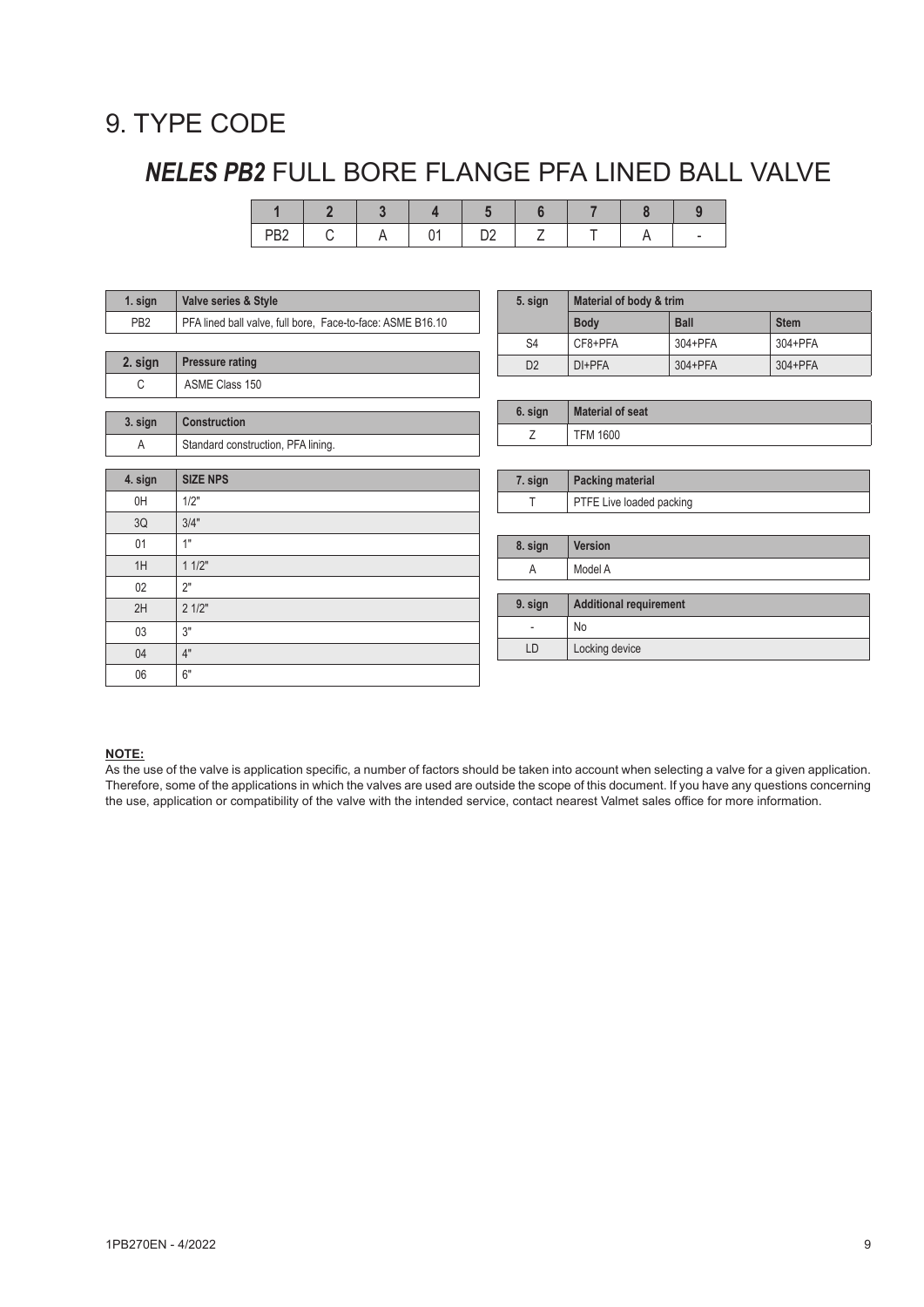# 9. TYPE CODE

## *NELES PB2* FULL BORE FLANGE PFA LINED BALL VALVE

| 1 | 2 | 3 | 4 | 5 | 6 | 7 | 8 | 9 |
|---|---|---|---|---|---|---|---|---|
| PB2 | C | A | 01 | D2 | Z | T | A | - |

| 1. sign | Valve series & Style |
|---|---|
| PB2 | PFA lined ball valve, full bore, Face-to-face: ASME B16.10 |

| 2. sign | Pressure rating |
|---|---|
| C | ASME Class 150 |

| 3. sign | Construction |
|---|---|
| A | Standard construction, PFA lining. |

| 4. sign | SIZE NPS |
|---|---|
| 0H | 1/2" |
| 3Q | 3/4" |
| 01 | 1" |
| 1H | 1 1/2" |
| 02 | 2" |
| 2H | 2 1/2" |
| 03 | 3" |
| 04 | 4" |
| 06 | 6" |

| 5. sign | Material of body & trim | | |
|---|---|---|---|
| | Body | Ball | Stem |
| S4 | CF8+PFA | 304+PFA | 304+PFA |
| D2 | DI+PFA | 304+PFA | 304+PFA |

| 6. sign | Material of seat |
|---|---|
| Z | TFM 1600 |

| 7. sign | Packing material |
|---|---|
| T | PTFE Live loaded packing |

| 8. sign | Version |
|---|---|
| A | Model A |

| 9. sign | Additional requirement |
|---|---|
| - | No |
| LD | Locking device |

**NOTE:**
As the use of the valve is application specific, a number of factors should be taken into account when selecting a valve for a given application. Therefore, some of the applications in which the valves are used are outside the scope of this document. If you have any questions concerning the use, application or compatibility of the valve with the intended service, contact nearest Valmet sales office for more information.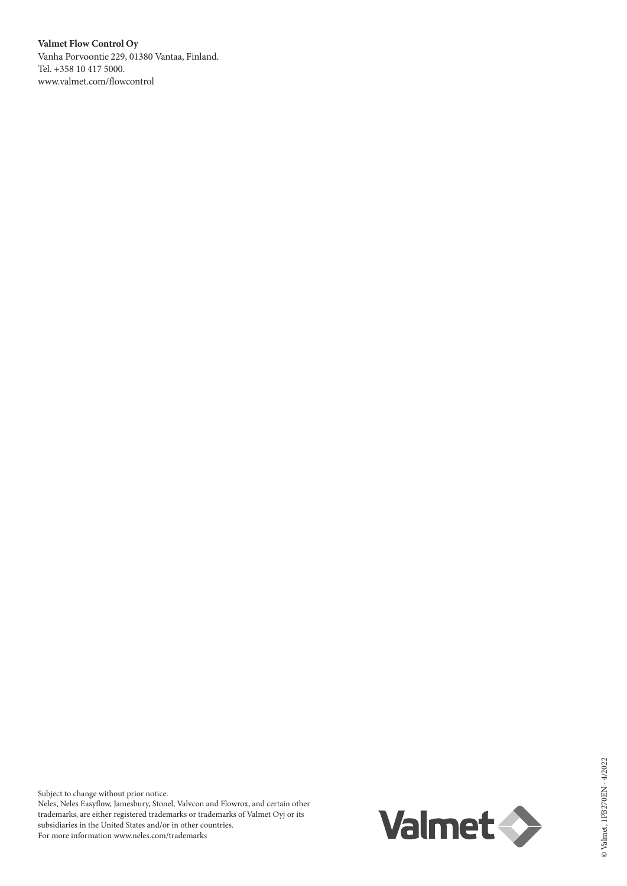**Valmet Flow Control Oy**
Vanha Porvoontie 229, 01380 Vantaa, Finland.
Tel. +358 10 417 5000.
www.valmet.com/flowcontrol

Subject to change without prior notice.
Neles, Neles Easyflow, Jamesbury, Stonel, Valvcon and Flowrox, and certain other trademarks, are either registered trademarks or trademarks of Valmet Oyj or its subsidiaries in the United States and/or in other countries.
For more information www.neles.com/trademarks

© Valmet, 1PB270EN - 4/2022